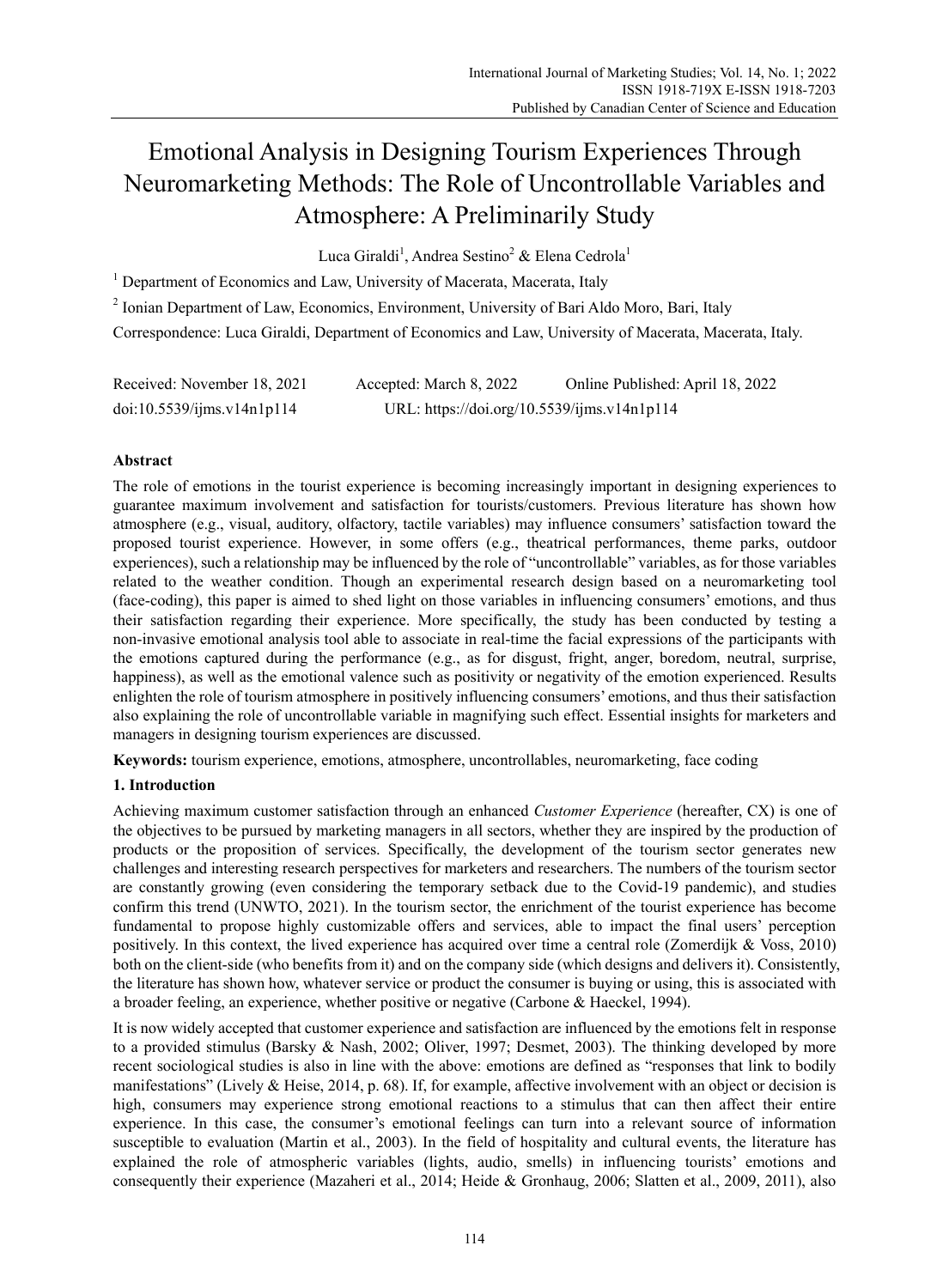# Emotional Analysis in Designing Tourism Experiences Through Neuromarketing Methods: The Role of Uncontrollable Variables and Atmosphere: A Preliminarily Study

Luca Giraldi[1], Andrea Sestino[2] & Elena Cedrola[1]

[1] Department of Economics and Law, University of Macerata, Macerata, Italy

[2] Ionian Department of Law, Economics, Environment, University of Bari Aldo Moro, Bari, Italy

Correspondence: Luca Giraldi, Department of Economics and Law, University of Macerata, Macerata, Italy.

Received: November 18, 2021 Accepted: March 8, 2022 Online Published: April 18, 2022

doi:10.5539/ijms.v14n1p114 URL: https://doi.org/10.5539/ijms.v14n1p114

## Abstract

The role of emotions in the tourist experience is becoming increasingly important in designing experiences to guarantee maximum involvement and satisfaction for tourists/customers. Previous literature has shown how atmosphere (e.g., visual, auditory, olfactory, tactile variables) may influence consumers' satisfaction toward the proposed tourist experience. However, in some offers (e.g., theatrical performances, theme parks, outdoor experiences), such a relationship may be influenced by the role of "uncontrollable" variables, as for those variables related to the weather condition. Though an experimental research design based on a neuromarketing tool (face-coding), this paper is aimed to shed light on those variables in influencing consumers' emotions, and thus their satisfaction regarding their experience. More specifically, the study has been conducted by testing a non-invasive emotional analysis tool able to associate in real-time the facial expressions of the participants with the emotions captured during the performance (e.g., as for disgust, fright, anger, boredom, neutral, surprise, happiness), as well as the emotional valence such as positivity or negativity of the emotion experienced. Results enlighten the role of tourism atmosphere in positively influencing consumers' emotions, and thus their satisfaction also explaining the role of uncontrollable variable in magnifying such effect. Essential insights for marketers and managers in designing tourism experiences are discussed.

**Keywords:** tourism experience, emotions, atmosphere, uncontrollables, neuromarketing, face coding

## 1. Introduction

Achieving maximum customer satisfaction through an enhanced *Customer Experience* (hereafter, CX) is one of the objectives to be pursued by marketing managers in all sectors, whether they are inspired by the production of products or the proposition of services. Specifically, the development of the tourism sector generates new challenges and interesting research perspectives for marketers and researchers. The numbers of the tourism sector are constantly growing (even considering the temporary setback due to the Covid-19 pandemic), and studies confirm this trend (UNWTO, 2021). In the tourism sector, the enrichment of the tourist experience has become fundamental to propose highly customizable offers and services, able to impact the final users' perception positively. In this context, the lived experience has acquired over time a central role (Zomerdijk & Voss, 2010) both on the client-side (who benefits from it) and on the company side (which designs and delivers it). Consistently, the literature has shown how, whatever service or product the consumer is buying or using, this is associated with a broader feeling, an experience, whether positive or negative (Carbone & Haeckel, 1994).

It is now widely accepted that customer experience and satisfaction are influenced by the emotions felt in response to a provided stimulus (Barsky & Nash, 2002; Oliver, 1997; Desmet, 2003). The thinking developed by more recent sociological studies is also in line with the above: emotions are defined as "responses that link to bodily manifestations" (Lively & Heise, 2014, p. 68). If, for example, affective involvement with an object or decision is high, consumers may experience strong emotional reactions to a stimulus that can then affect their entire experience. In this case, the consumer's emotional feelings can turn into a relevant source of information susceptible to evaluation (Martin et al., 2003). In the field of hospitality and cultural events, the literature has explained the role of atmospheric variables (lights, audio, smells) in influencing tourists' emotions and consequently their experience (Mazaheri et al., 2014; Heide & Gronhaug, 2006; Slatten et al., 2009, 2011), also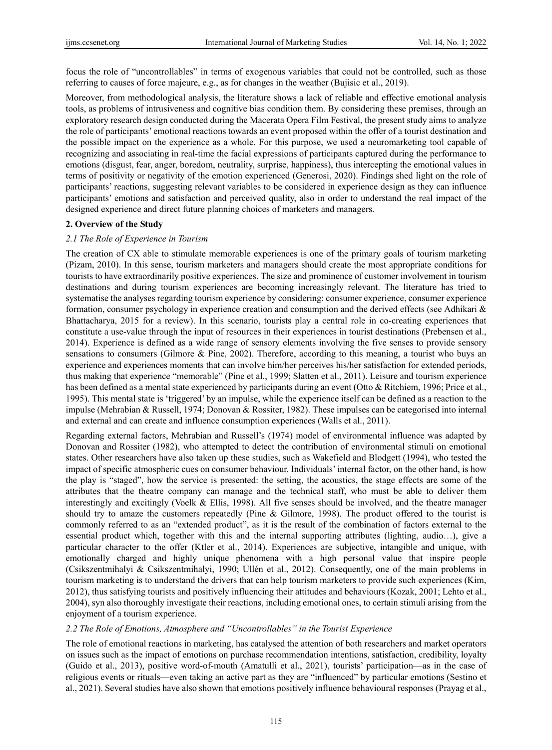focus the role of "uncontrollables" in terms of exogenous variables that could not be controlled, such as those referring to causes of force majeure, e.g., as for changes in the weather (Bujisic et al., 2019).

Moreover, from methodological analysis, the literature shows a lack of reliable and effective emotional analysis tools, as problems of intrusiveness and cognitive bias condition them. By considering these premises, through an exploratory research design conducted during the Macerata Opera Film Festival, the present study aims to analyze the role of participants' emotional reactions towards an event proposed within the offer of a tourist destination and the possible impact on the experience as a whole. For this purpose, we used a neuromarketing tool capable of recognizing and associating in real-time the facial expressions of participants captured during the performance to emotions (disgust, fear, anger, boredom, neutrality, surprise, happiness), thus intercepting the emotional values in terms of positivity or negativity of the emotion experienced (Generosi, 2020). Findings shed light on the role of participants' reactions, suggesting relevant variables to be considered in experience design as they can influence participants' emotions and satisfaction and perceived quality, also in order to understand the real impact of the designed experience and direct future planning choices of marketers and managers.

## 2. Overview of the Study

### *2.1 The Role of Experience in Tourism*

The creation of CX able to stimulate memorable experiences is one of the primary goals of tourism marketing (Pizam, 2010). In this sense, tourism marketers and managers should create the most appropriate conditions for tourists to have extraordinarily positive experiences. The size and prominence of customer involvement in tourism destinations and during tourism experiences are becoming increasingly relevant. The literature has tried to systematise the analyses regarding tourism experience by considering: consumer experience, consumer experience formation, consumer psychology in experience creation and consumption and the derived effects (see Adhikari & Bhattacharya, 2015 for a review). In this scenario, tourists play a central role in co-creating experiences that constitute a use-value through the input of resources in their experiences in tourist destinations (Prebensen et al., 2014). Experience is defined as a wide range of sensory elements involving the five senses to provide sensory sensations to consumers (Gilmore & Pine, 2002). Therefore, according to this meaning, a tourist who buys an experience and experiences moments that can involve him/her perceives his/her satisfaction for extended periods, thus making that experience "memorable" (Pine et al., 1999; Slatten et al., 2011). Leisure and tourism experience has been defined as a mental state experienced by participants during an event (Otto & Ritchiem, 1996; Price et al., 1995). This mental state is 'triggered' by an impulse, while the experience itself can be defined as a reaction to the impulse (Mehrabian & Russell, 1974; Donovan & Rossiter, 1982). These impulses can be categorised into internal and external and can create and influence consumption experiences (Walls et al., 2011).

Regarding external factors, Mehrabian and Russell's (1974) model of environmental influence was adapted by Donovan and Rossiter (1982), who attempted to detect the contribution of environmental stimuli on emotional states. Other researchers have also taken up these studies, such as Wakefield and Blodgett (1994), who tested the impact of specific atmospheric cues on consumer behaviour. Individuals' internal factor, on the other hand, is how the play is "staged", how the service is presented: the setting, the acoustics, the stage effects are some of the attributes that the theatre company can manage and the technical staff, who must be able to deliver them interestingly and excitingly (Voelk & Ellis, 1998). All five senses should be involved, and the theatre manager should try to amaze the customers repeatedly (Pine & Gilmore, 1998). The product offered to the tourist is commonly referred to as an "extended product", as it is the result of the combination of factors external to the essential product which, together with this and the internal supporting attributes (lighting, audio…), give a particular character to the offer (Ktler et al., 2014). Experiences are subjective, intangible and unique, with emotionally charged and highly unique phenomena with a high personal value that inspire people (Csikszentmihalyi & Csikszentmihalyi, 1990; Ullén et al., 2012). Consequently, one of the main problems in tourism marketing is to understand the drivers that can help tourism marketers to provide such experiences (Kim, 2012), thus satisfying tourists and positively influencing their attitudes and behaviours (Kozak, 2001; Lehto et al., 2004), syn also thoroughly investigate their reactions, including emotional ones, to certain stimuli arising from the enjoyment of a tourism experience.

### *2.2 The Role of Emotions, Atmosphere and "Uncontrollables" in the Tourist Experience*

The role of emotional reactions in marketing, has catalysed the attention of both researchers and market operators on issues such as the impact of emotions on purchase recommendation intentions, satisfaction, credibility, loyalty (Guido et al., 2013), positive word-of-mouth (Amatulli et al., 2021), tourists' participation—as in the case of religious events or rituals—even taking an active part as they are "influenced" by particular emotions (Sestino et al., 2021). Several studies have also shown that emotions positively influence behavioural responses (Prayag et al.,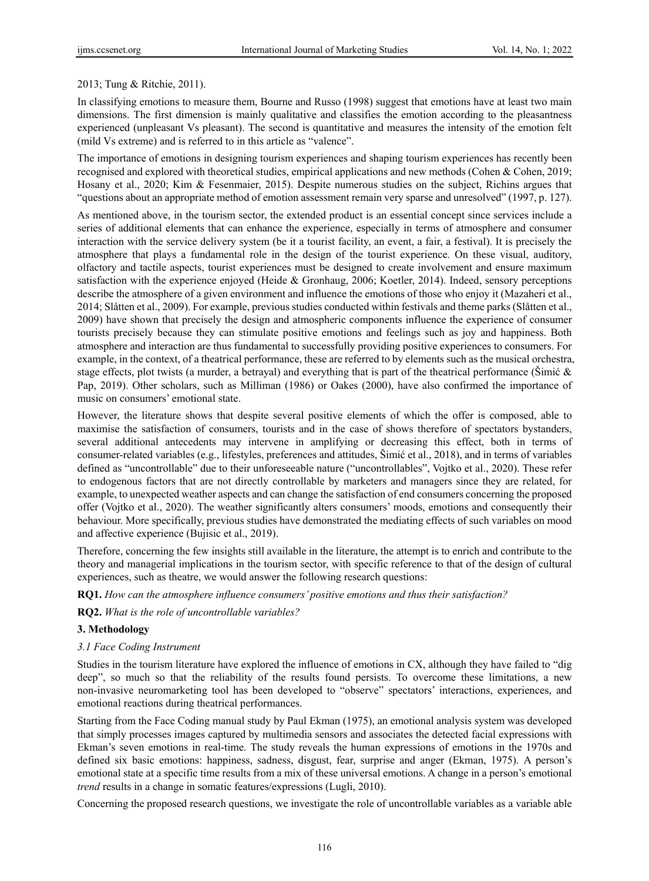2013; Tung & Ritchie, 2011).

In classifying emotions to measure them, Bourne and Russo (1998) suggest that emotions have at least two main dimensions. The first dimension is mainly qualitative and classifies the emotion according to the pleasantness experienced (unpleasant Vs pleasant). The second is quantitative and measures the intensity of the emotion felt (mild Vs extreme) and is referred to in this article as "valence".

The importance of emotions in designing tourism experiences and shaping tourism experiences has recently been recognised and explored with theoretical studies, empirical applications and new methods (Cohen & Cohen, 2019; Hosany et al., 2020; Kim & Fesenmaier, 2015). Despite numerous studies on the subject, Richins argues that "questions about an appropriate method of emotion assessment remain very sparse and unresolved" (1997, p. 127).

As mentioned above, in the tourism sector, the extended product is an essential concept since services include a series of additional elements that can enhance the experience, especially in terms of atmosphere and consumer interaction with the service delivery system (be it a tourist facility, an event, a fair, a festival). It is precisely the atmosphere that plays a fundamental role in the design of the tourist experience. On these visual, auditory, olfactory and tactile aspects, tourist experiences must be designed to create involvement and ensure maximum satisfaction with the experience enjoyed (Heide & Gronhaug, 2006; Koetler, 2014). Indeed, sensory perceptions describe the atmosphere of a given environment and influence the emotions of those who enjoy it (Mazaheri et al., 2014; Slåtten et al., 2009). For example, previous studies conducted within festivals and theme parks (Slåtten et al., 2009) have shown that precisely the design and atmospheric components influence the experience of consumer tourists precisely because they can stimulate positive emotions and feelings such as joy and happiness. Both atmosphere and interaction are thus fundamental to successfully providing positive experiences to consumers. For example, in the context, of a theatrical performance, these are referred to by elements such as the musical orchestra, stage effects, plot twists (a murder, a betrayal) and everything that is part of the theatrical performance (Šimić & Pap, 2019). Other scholars, such as Milliman (1986) or Oakes (2000), have also confirmed the importance of music on consumers' emotional state.

However, the literature shows that despite several positive elements of which the offer is composed, able to maximise the satisfaction of consumers, tourists and in the case of shows therefore of spectators bystanders, several additional antecedents may intervene in amplifying or decreasing this effect, both in terms of consumer-related variables (e.g., lifestyles, preferences and attitudes, Šimić et al., 2018), and in terms of variables defined as "uncontrollable" due to their unforeseeable nature ("uncontrollables", Vojtko et al., 2020). These refer to endogenous factors that are not directly controllable by marketers and managers since they are related, for example, to unexpected weather aspects and can change the satisfaction of end consumers concerning the proposed offer (Vojtko et al., 2020). The weather significantly alters consumers' moods, emotions and consequently their behaviour. More specifically, previous studies have demonstrated the mediating effects of such variables on mood and affective experience (Bujisic et al., 2019).

Therefore, concerning the few insights still available in the literature, the attempt is to enrich and contribute to the theory and managerial implications in the tourism sector, with specific reference to that of the design of cultural experiences, such as theatre, we would answer the following research questions:

**RQ1.** *How can the atmosphere influence consumers' positive emotions and thus their satisfaction?*

**RQ2.** *What is the role of uncontrollable variables?*

## 3. Methodology

### 3.1 Face Coding Instrument

Studies in the tourism literature have explored the influence of emotions in CX, although they have failed to "dig deep", so much so that the reliability of the results found persists. To overcome these limitations, a new non-invasive neuromarketing tool has been developed to "observe" spectators' interactions, experiences, and emotional reactions during theatrical performances.

Starting from the Face Coding manual study by Paul Ekman (1975), an emotional analysis system was developed that simply processes images captured by multimedia sensors and associates the detected facial expressions with Ekman's seven emotions in real-time. The study reveals the human expressions of emotions in the 1970s and defined six basic emotions: happiness, sadness, disgust, fear, surprise and anger (Ekman, 1975). A person's emotional state at a specific time results from a mix of these universal emotions. A change in a person's emotional *trend* results in a change in somatic features/expressions (Lugli, 2010).

Concerning the proposed research questions, we investigate the role of uncontrollable variables as a variable able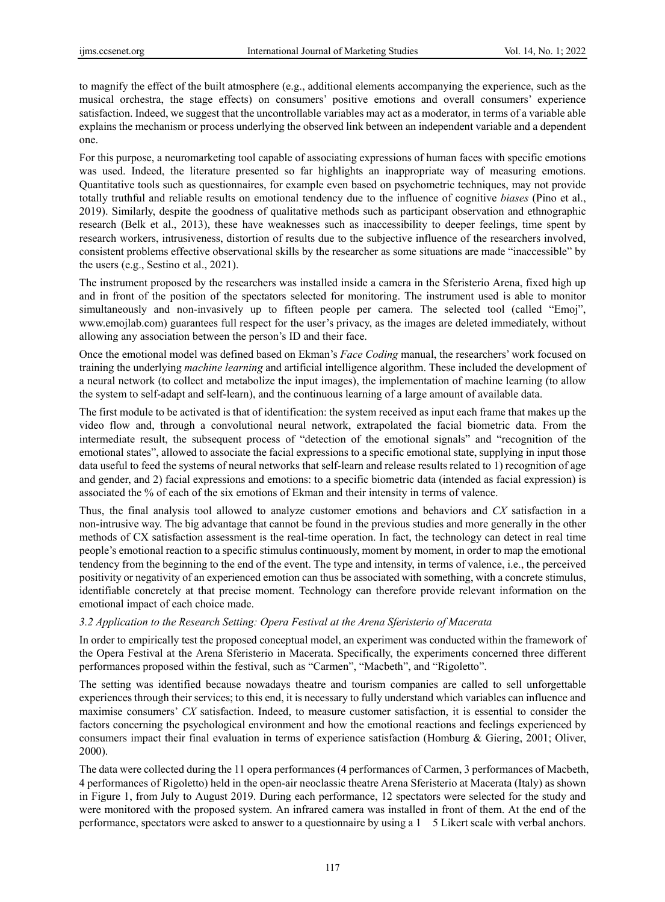to magnify the effect of the built atmosphere (e.g., additional elements accompanying the experience, such as the musical orchestra, the stage effects) on consumers' positive emotions and overall consumers' experience satisfaction. Indeed, we suggest that the uncontrollable variables may act as a moderator, in terms of a variable able explains the mechanism or process underlying the observed link between an independent variable and a dependent one.

For this purpose, a neuromarketing tool capable of associating expressions of human faces with specific emotions was used. Indeed, the literature presented so far highlights an inappropriate way of measuring emotions. Quantitative tools such as questionnaires, for example even based on psychometric techniques, may not provide totally truthful and reliable results on emotional tendency due to the influence of cognitive *biases* (Pino et al., 2019). Similarly, despite the goodness of qualitative methods such as participant observation and ethnographic research (Belk et al., 2013), these have weaknesses such as inaccessibility to deeper feelings, time spent by research workers, intrusiveness, distortion of results due to the subjective influence of the researchers involved, consistent problems effective observational skills by the researcher as some situations are made "inaccessible" by the users (e.g., Sestino et al., 2021).

The instrument proposed by the researchers was installed inside a camera in the Sferisterio Arena, fixed high up and in front of the position of the spectators selected for monitoring. The instrument used is able to monitor simultaneously and non-invasively up to fifteen people per camera. The selected tool (called "Emoj", www.emojlab.com) guarantees full respect for the user's privacy, as the images are deleted immediately, without allowing any association between the person's ID and their face.

Once the emotional model was defined based on Ekman's *Face Coding* manual, the researchers' work focused on training the underlying *machine learning* and artificial intelligence algorithm. These included the development of a neural network (to collect and metabolize the input images), the implementation of machine learning (to allow the system to self-adapt and self-learn), and the continuous learning of a large amount of available data.

The first module to be activated is that of identification: the system received as input each frame that makes up the video flow and, through a convolutional neural network, extrapolated the facial biometric data. From the intermediate result, the subsequent process of "detection of the emotional signals" and "recognition of the emotional states", allowed to associate the facial expressions to a specific emotional state, supplying in input those data useful to feed the systems of neural networks that self-learn and release results related to 1) recognition of age and gender, and 2) facial expressions and emotions: to a specific biometric data (intended as facial expression) is associated the % of each of the six emotions of Ekman and their intensity in terms of valence.

Thus, the final analysis tool allowed to analyze customer emotions and behaviors and *CX* satisfaction in a non-intrusive way. The big advantage that cannot be found in the previous studies and more generally in the other methods of CX satisfaction assessment is the real-time operation. In fact, the technology can detect in real time people's emotional reaction to a specific stimulus continuously, moment by moment, in order to map the emotional tendency from the beginning to the end of the event. The type and intensity, in terms of valence, i.e., the perceived positivity or negativity of an experienced emotion can thus be associated with something, with a concrete stimulus, identifiable concretely at that precise moment. Technology can therefore provide relevant information on the emotional impact of each choice made.

### *3.2 Application to the Research Setting: Opera Festival at the Arena Sferisterio of Macerata*

In order to empirically test the proposed conceptual model, an experiment was conducted within the framework of the Opera Festival at the Arena Sferisterio in Macerata. Specifically, the experiments concerned three different performances proposed within the festival, such as "Carmen", "Macbeth", and "Rigoletto".

The setting was identified because nowadays theatre and tourism companies are called to sell unforgettable experiences through their services; to this end, it is necessary to fully understand which variables can influence and maximise consumers' *CX* satisfaction. Indeed, to measure customer satisfaction, it is essential to consider the factors concerning the psychological environment and how the emotional reactions and feelings experienced by consumers impact their final evaluation in terms of experience satisfaction (Homburg & Giering, 2001; Oliver, 2000).

The data were collected during the 11 opera performances (4 performances of Carmen, 3 performances of Macbeth, 4 performances of Rigoletto) held in the open-air neoclassic theatre Arena Sferisterio at Macerata (Italy) as shown in Figure 1, from July to August 2019. During each performance, 12 spectators were selected for the study and were monitored with the proposed system. An infrared camera was installed in front of them. At the end of the performance, spectators were asked to answer to a questionnaire by using a 1 5 Likert scale with verbal anchors.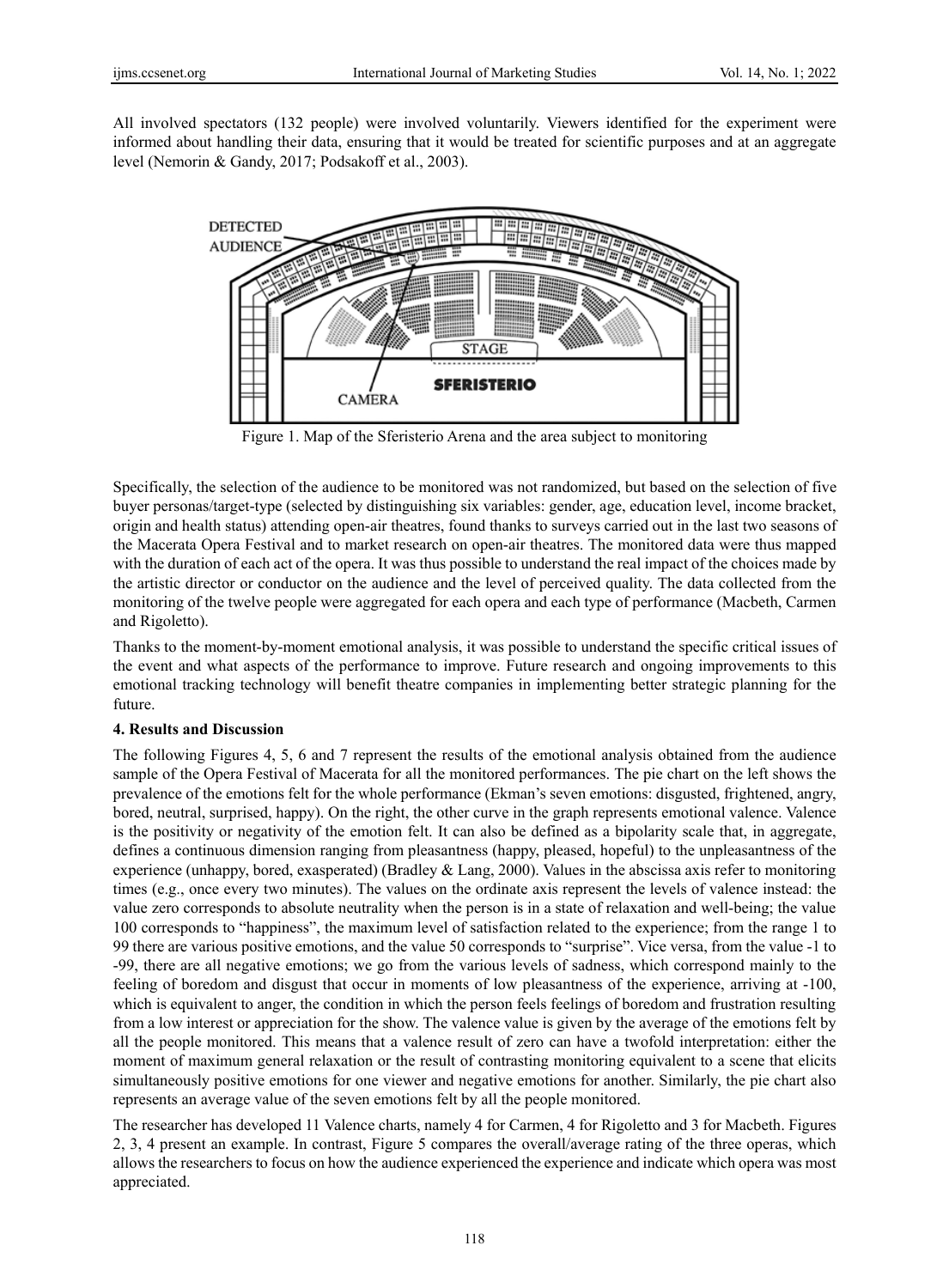All involved spectators (132 people) were involved voluntarily. Viewers identified for the experiment were informed about handling their data, ensuring that it would be treated for scientific purposes and at an aggregate level (Nemorin & Gandy, 2017; Podsakoff et al., 2003).

Figure 1. Map of the Sferisterio Arena and the area subject to monitoring

Specifically, the selection of the audience to be monitored was not randomized, but based on the selection of five buyer personas/target-type (selected by distinguishing six variables: gender, age, education level, income bracket, origin and health status) attending open-air theatres, found thanks to surveys carried out in the last two seasons of the Macerata Opera Festival and to market research on open-air theatres. The monitored data were thus mapped with the duration of each act of the opera. It was thus possible to understand the real impact of the choices made by the artistic director or conductor on the audience and the level of perceived quality. The data collected from the monitoring of the twelve people were aggregated for each opera and each type of performance (Macbeth, Carmen and Rigoletto).

Thanks to the moment-by-moment emotional analysis, it was possible to understand the specific critical issues of the event and what aspects of the performance to improve. Future research and ongoing improvements to this emotional tracking technology will benefit theatre companies in implementing better strategic planning for the future.

## 4. Results and Discussion

The following Figures 4, 5, 6 and 7 represent the results of the emotional analysis obtained from the audience sample of the Opera Festival of Macerata for all the monitored performances. The pie chart on the left shows the prevalence of the emotions felt for the whole performance (Ekman's seven emotions: disgusted, frightened, angry, bored, neutral, surprised, happy). On the right, the other curve in the graph represents emotional valence. Valence is the positivity or negativity of the emotion felt. It can also be defined as a bipolarity scale that, in aggregate, defines a continuous dimension ranging from pleasantness (happy, pleased, hopeful) to the unpleasantness of the experience (unhappy, bored, exasperated) (Bradley & Lang, 2000). Values in the abscissa axis refer to monitoring times (e.g., once every two minutes). The values on the ordinate axis represent the levels of valence instead: the value zero corresponds to absolute neutrality when the person is in a state of relaxation and well-being; the value 100 corresponds to "happiness", the maximum level of satisfaction related to the experience; from the range 1 to 99 there are various positive emotions, and the value 50 corresponds to "surprise". Vice versa, from the value -1 to -99, there are all negative emotions; we go from the various levels of sadness, which correspond mainly to the feeling of boredom and disgust that occur in moments of low pleasantness of the experience, arriving at -100, which is equivalent to anger, the condition in which the person feels feelings of boredom and frustration resulting from a low interest or appreciation for the show. The valence value is given by the average of the emotions felt by all the people monitored. This means that a valence result of zero can have a twofold interpretation: either the moment of maximum general relaxation or the result of contrasting monitoring equivalent to a scene that elicits simultaneously positive emotions for one viewer and negative emotions for another. Similarly, the pie chart also represents an average value of the seven emotions felt by all the people monitored.

The researcher has developed 11 Valence charts, namely 4 for Carmen, 4 for Rigoletto and 3 for Macbeth. Figures 2, 3, 4 present an example. In contrast, Figure 5 compares the overall/average rating of the three operas, which allows the researchers to focus on how the audience experienced the experience and indicate which opera was most appreciated.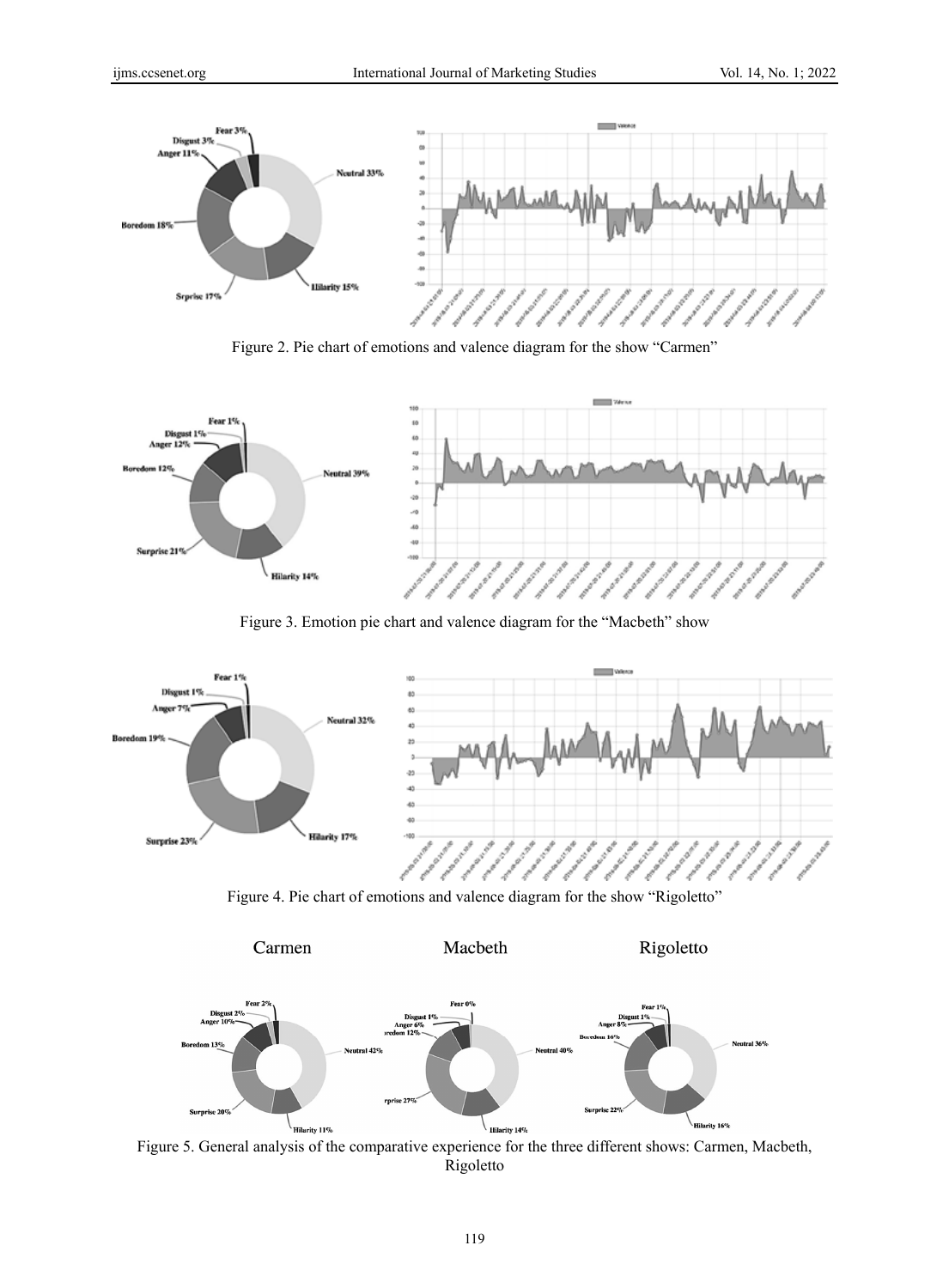Figure 2. Pie chart of emotions and valence diagram for the show "Carmen"

Figure 3. Emotion pie chart and valence diagram for the "Macbeth" show

Figure 4. Pie chart of emotions and valence diagram for the show "Rigoletto"

Figure 5. General analysis of the comparative experience for the three different shows: Carmen, Macbeth, Rigoletto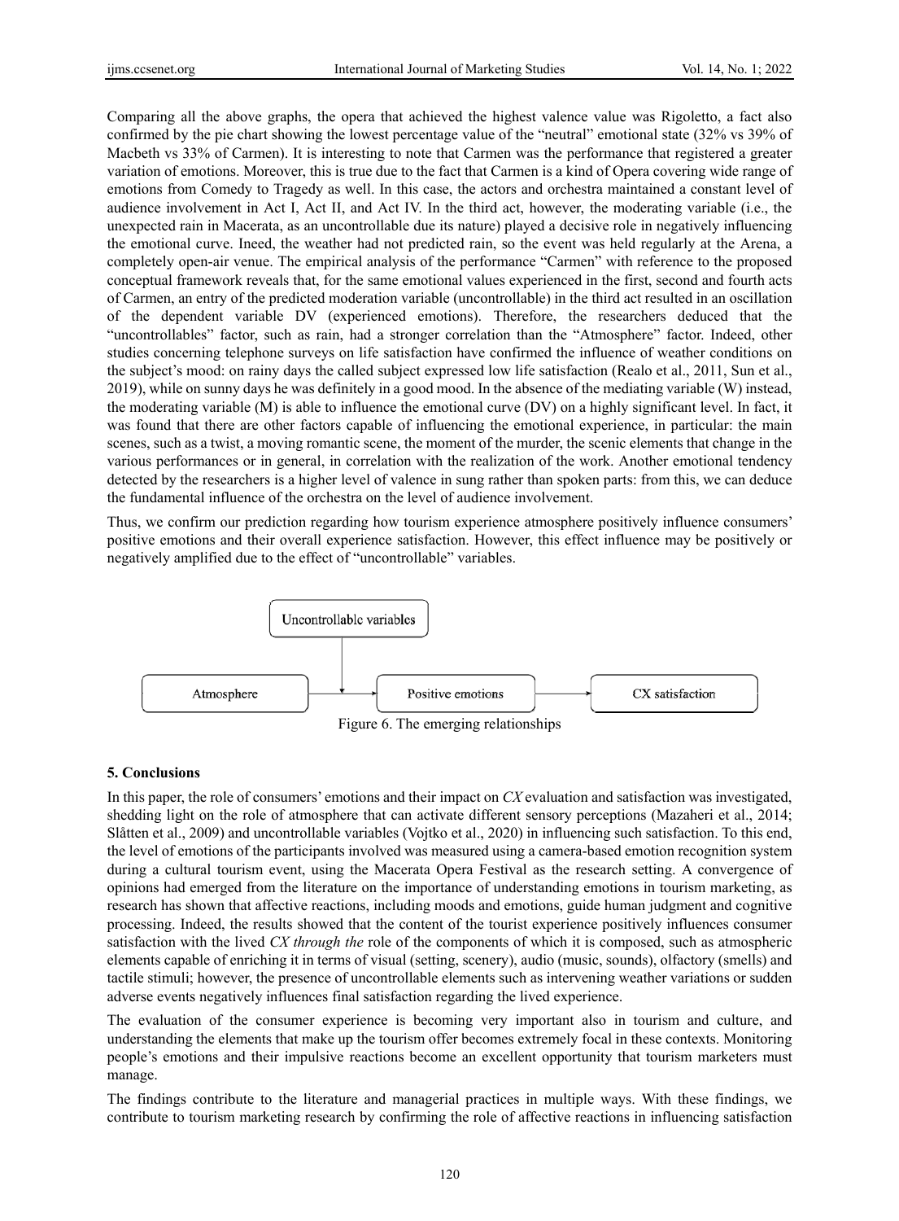Comparing all the above graphs, the opera that achieved the highest valence value was Rigoletto, a fact also confirmed by the pie chart showing the lowest percentage value of the "neutral" emotional state (32% vs 39% of Macbeth vs 33% of Carmen). It is interesting to note that Carmen was the performance that registered a greater variation of emotions. Moreover, this is true due to the fact that Carmen is a kind of Opera covering wide range of emotions from Comedy to Tragedy as well. In this case, the actors and orchestra maintained a constant level of audience involvement in Act I, Act II, and Act IV. In the third act, however, the moderating variable (i.e., the unexpected rain in Macerata, as an uncontrollable due its nature) played a decisive role in negatively influencing the emotional curve. Ineed, the weather had not predicted rain, so the event was held regularly at the Arena, a completely open-air venue. The empirical analysis of the performance "Carmen" with reference to the proposed conceptual framework reveals that, for the same emotional values experienced in the first, second and fourth acts of Carmen, an entry of the predicted moderation variable (uncontrollable) in the third act resulted in an oscillation of the dependent variable DV (experienced emotions). Therefore, the researchers deduced that the "uncontrollables" factor, such as rain, had a stronger correlation than the "Atmosphere" factor. Indeed, other studies concerning telephone surveys on life satisfaction have confirmed the influence of weather conditions on the subject's mood: on rainy days the called subject expressed low life satisfaction (Realo et al., 2011, Sun et al., 2019), while on sunny days he was definitely in a good mood. In the absence of the mediating variable (W) instead, the moderating variable (M) is able to influence the emotional curve (DV) on a highly significant level. In fact, it was found that there are other factors capable of influencing the emotional experience, in particular: the main scenes, such as a twist, a moving romantic scene, the moment of the murder, the scenic elements that change in the various performances or in general, in correlation with the realization of the work. Another emotional tendency detected by the researchers is a higher level of valence in sung rather than spoken parts: from this, we can deduce the fundamental influence of the orchestra on the level of audience involvement.

Thus, we confirm our prediction regarding how tourism experience atmosphere positively influence consumers' positive emotions and their overall experience satisfaction. However, this effect influence may be positively or negatively amplified due to the effect of "uncontrollable" variables.

Uncontrollable variables

Atmosphere → Positive emotions → CX satisfaction

Figure 6. The emerging relationships

## 5. Conclusions

In this paper, the role of consumers' emotions and their impact on *CX* evaluation and satisfaction was investigated, shedding light on the role of atmosphere that can activate different sensory perceptions (Mazaheri et al., 2014; Slåtten et al., 2009) and uncontrollable variables (Vojtko et al., 2020) in influencing such satisfaction. To this end, the level of emotions of the participants involved was measured using a camera-based emotion recognition system during a cultural tourism event, using the Macerata Opera Festival as the research setting. A convergence of opinions had emerged from the literature on the importance of understanding emotions in tourism marketing, as research has shown that affective reactions, including moods and emotions, guide human judgment and cognitive processing. Indeed, the results showed that the content of the tourist experience positively influences consumer satisfaction with the lived *CX through the* role of the components of which it is composed, such as atmospheric elements capable of enriching it in terms of visual (setting, scenery), audio (music, sounds), olfactory (smells) and tactile stimuli; however, the presence of uncontrollable elements such as intervening weather variations or sudden adverse events negatively influences final satisfaction regarding the lived experience.

The evaluation of the consumer experience is becoming very important also in tourism and culture, and understanding the elements that make up the tourism offer becomes extremely focal in these contexts. Monitoring people's emotions and their impulsive reactions become an excellent opportunity that tourism marketers must manage.

The findings contribute to the literature and managerial practices in multiple ways. With these findings, we contribute to tourism marketing research by confirming the role of affective reactions in influencing satisfaction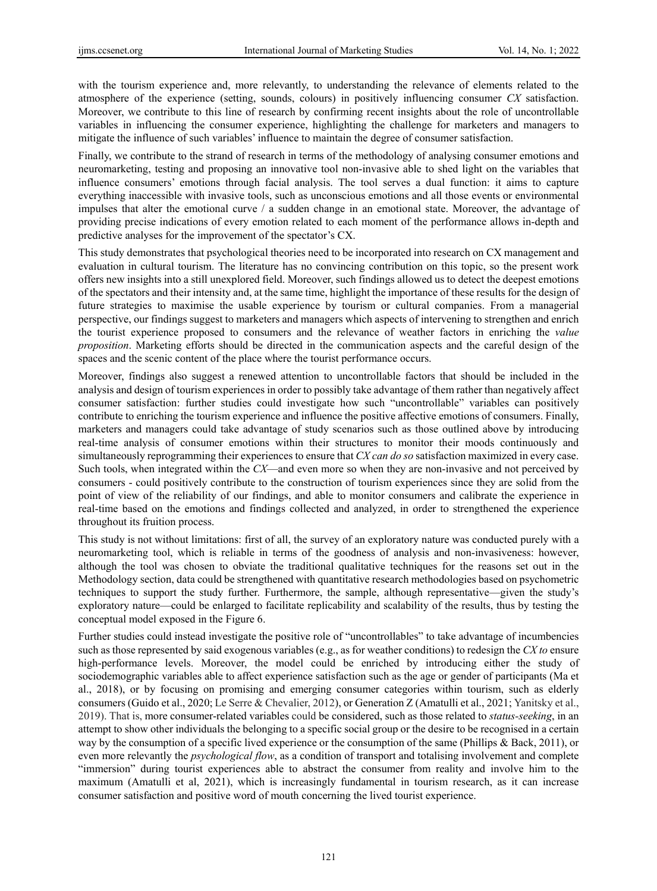with the tourism experience and, more relevantly, to understanding the relevance of elements related to the atmosphere of the experience (setting, sounds, colours) in positively influencing consumer *CX* satisfaction. Moreover, we contribute to this line of research by confirming recent insights about the role of uncontrollable variables in influencing the consumer experience, highlighting the challenge for marketers and managers to mitigate the influence of such variables' influence to maintain the degree of consumer satisfaction.

Finally, we contribute to the strand of research in terms of the methodology of analysing consumer emotions and neuromarketing, testing and proposing an innovative tool non-invasive able to shed light on the variables that influence consumers' emotions through facial analysis. The tool serves a dual function: it aims to capture everything inaccessible with invasive tools, such as unconscious emotions and all those events or environmental impulses that alter the emotional curve / a sudden change in an emotional state. Moreover, the advantage of providing precise indications of every emotion related to each moment of the performance allows in-depth and predictive analyses for the improvement of the spectator's CX.

This study demonstrates that psychological theories need to be incorporated into research on CX management and evaluation in cultural tourism. The literature has no convincing contribution on this topic, so the present work offers new insights into a still unexplored field. Moreover, such findings allowed us to detect the deepest emotions of the spectators and their intensity and, at the same time, highlight the importance of these results for the design of future strategies to maximise the usable experience by tourism or cultural companies. From a managerial perspective, our findings suggest to marketers and managers which aspects of intervening to strengthen and enrich the tourist experience proposed to consumers and the relevance of weather factors in enriching the *value proposition*. Marketing efforts should be directed in the communication aspects and the careful design of the spaces and the scenic content of the place where the tourist performance occurs.

Moreover, findings also suggest a renewed attention to uncontrollable factors that should be included in the analysis and design of tourism experiences in order to possibly take advantage of them rather than negatively affect consumer satisfaction: further studies could investigate how such "uncontrollable" variables can positively contribute to enriching the tourism experience and influence the positive affective emotions of consumers. Finally, marketers and managers could take advantage of study scenarios such as those outlined above by introducing real-time analysis of consumer emotions within their structures to monitor their moods continuously and simultaneously reprogramming their experiences to ensure that *CX can do so* satisfaction maximized in every case. Such tools, when integrated within the *CX*—and even more so when they are non-invasive and not perceived by consumers - could positively contribute to the construction of tourism experiences since they are solid from the point of view of the reliability of our findings, and able to monitor consumers and calibrate the experience in real-time based on the emotions and findings collected and analyzed, in order to strengthened the experience throughout its fruition process.

This study is not without limitations: first of all, the survey of an exploratory nature was conducted purely with a neuromarketing tool, which is reliable in terms of the goodness of analysis and non-invasiveness: however, although the tool was chosen to obviate the traditional qualitative techniques for the reasons set out in the Methodology section, data could be strengthened with quantitative research methodologies based on psychometric techniques to support the study further. Furthermore, the sample, although representative—given the study's exploratory nature—could be enlarged to facilitate replicability and scalability of the results, thus by testing the conceptual model exposed in the Figure 6.

Further studies could instead investigate the positive role of "uncontrollables" to take advantage of incumbencies such as those represented by said exogenous variables (e.g., as for weather conditions) to redesign the *CX to* ensure high-performance levels. Moreover, the model could be enriched by introducing either the study of sociodemographic variables able to affect experience satisfaction such as the age or gender of participants (Ma et al., 2018), or by focusing on promising and emerging consumer categories within tourism, such as elderly consumers (Guido et al., 2020; Le Serre & Chevalier, 2012), or Generation Z (Amatulli et al., 2021; Yanitsky et al., 2019). That is, more consumer-related variables could be considered, such as those related to *status-seeking*, in an attempt to show other individuals the belonging to a specific social group or the desire to be recognised in a certain way by the consumption of a specific lived experience or the consumption of the same (Phillips & Back, 2011), or even more relevantly the *psychological flow*, as a condition of transport and totalising involvement and complete "immersion" during tourist experiences able to abstract the consumer from reality and involve him to the maximum (Amatulli et al, 2021), which is increasingly fundamental in tourism research, as it can increase consumer satisfaction and positive word of mouth concerning the lived tourist experience.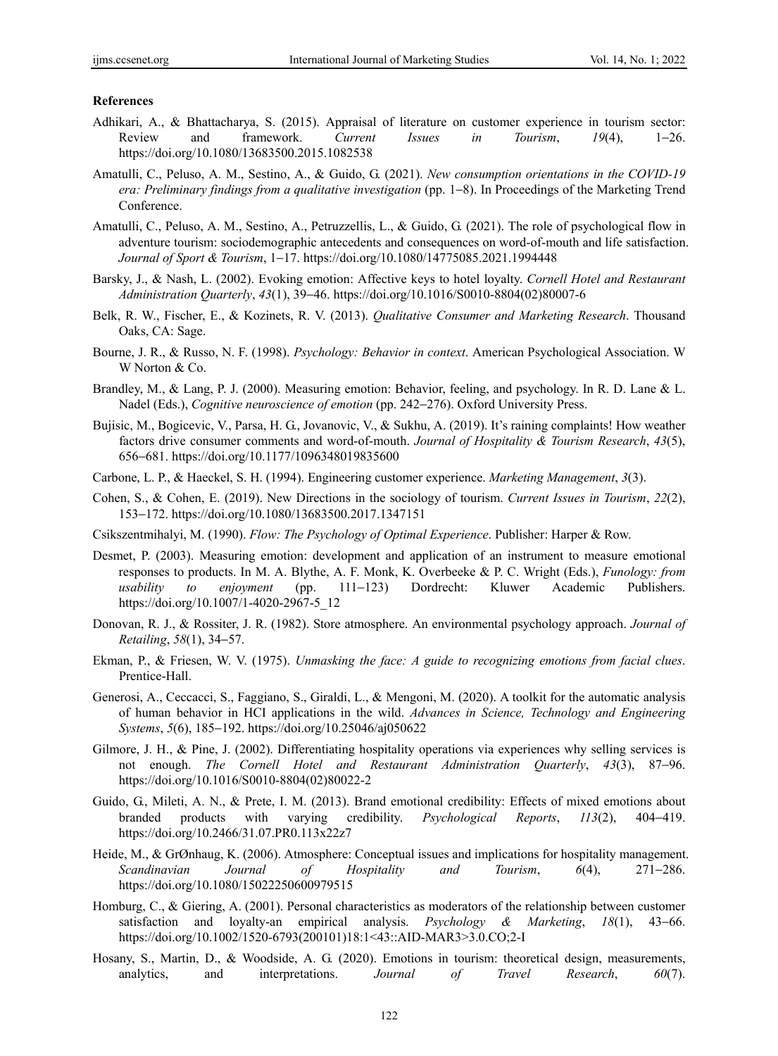**References**

Adhikari, A., & Bhattacharya, S. (2015). Appraisal of literature on customer experience in tourism sector: Review and framework. *Current Issues in Tourism*, *19*(4), 1–26. https://doi.org/10.1080/13683500.2015.1082538

Amatulli, C., Peluso, A. M., Sestino, A., & Guido, G. (2021). *New consumption orientations in the COVID-19 era: Preliminary findings from a qualitative investigation* (pp. 1–8). In Proceedings of the Marketing Trend Conference.

Amatulli, C., Peluso, A. M., Sestino, A., Petruzzellis, L., & Guido, G. (2021). The role of psychological flow in adventure tourism: sociodemographic antecedents and consequences on word-of-mouth and life satisfaction. *Journal of Sport & Tourism*, 1–17. https://doi.org/10.1080/14775085.2021.1994448

Barsky, J., & Nash, L. (2002). Evoking emotion: Affective keys to hotel loyalty. *Cornell Hotel and Restaurant Administration Quarterly*, *43*(1), 39–46. https://doi.org/10.1016/S0010-8804(02)80007-6

Belk, R. W., Fischer, E., & Kozinets, R. V. (2013). *Qualitative Consumer and Marketing Research*. Thousand Oaks, CA: Sage.

Bourne, J. R., & Russo, N. F. (1998). *Psychology: Behavior in context*. American Psychological Association. W W Norton & Co.

Brandley, M., & Lang, P. J. (2000). Measuring emotion: Behavior, feeling, and psychology. In R. D. Lane & L. Nadel (Eds.), *Cognitive neuroscience of emotion* (pp. 242–276). Oxford University Press.

Bujisic, M., Bogicevic, V., Parsa, H. G., Jovanovic, V., & Sukhu, A. (2019). It's raining complaints! How weather factors drive consumer comments and word-of-mouth. *Journal of Hospitality & Tourism Research*, *43*(5), 656–681. https://doi.org/10.1177/1096348019835600

Carbone, L. P., & Haeckel, S. H. (1994). Engineering customer experience. *Marketing Management*, *3*(3).

Cohen, S., & Cohen, E. (2019). New Directions in the sociology of tourism. *Current Issues in Tourism*, *22*(2), 153–172. https://doi.org/10.1080/13683500.2017.1347151

Csikszentmihalyi, M. (1990). *Flow: The Psychology of Optimal Experience*. Publisher: Harper & Row.

Desmet, P. (2003). Measuring emotion: development and application of an instrument to measure emotional responses to products. In M. A. Blythe, A. F. Monk, K. Overbeeke & P. C. Wright (Eds.), *Funology: from usability to enjoyment* (pp. 111–123) Dordrecht: Kluwer Academic Publishers. https://doi.org/10.1007/1-4020-2967-5_12

Donovan, R. J., & Rossiter, J. R. (1982). Store atmosphere. An environmental psychology approach. *Journal of Retailing*, *58*(1), 34–57.

Ekman, P., & Friesen, W. V. (1975). *Unmasking the face: A guide to recognizing emotions from facial clues*. Prentice-Hall.

Generosi, A., Ceccacci, S., Faggiano, S., Giraldi, L., & Mengoni, M. (2020). A toolkit for the automatic analysis of human behavior in HCI applications in the wild. *Advances in Science, Technology and Engineering Systems*, *5*(6), 185–192. https://doi.org/10.25046/aj050622

Gilmore, J. H., & Pine, J. (2002). Differentiating hospitality operations via experiences why selling services is not enough. *The Cornell Hotel and Restaurant Administration Quarterly*, *43*(3), 87–96. https://doi.org/10.1016/S0010-8804(02)80022-2

Guido, G., Mileti, A. N., & Prete, I. M. (2013). Brand emotional credibility: Effects of mixed emotions about branded products with varying credibility. *Psychological Reports*, *113*(2), 404–419. https://doi.org/10.2466/31.07.PR0.113x22z7

Heide, M., & GrØnhaug, K. (2006). Atmosphere: Conceptual issues and implications for hospitality management. *Scandinavian Journal of Hospitality and Tourism*, *6*(4), 271–286. https://doi.org/10.1080/15022250600979515

Homburg, C., & Giering, A. (2001). Personal characteristics as moderators of the relationship between customer satisfaction and loyalty-an empirical analysis. *Psychology & Marketing*, *18*(1), 43–66. https://doi.org/10.1002/1520-6793(200101)18:1<43::AID-MAR3>3.0.CO;2-I

Hosany, S., Martin, D., & Woodside, A. G. (2020). Emotions in tourism: theoretical design, measurements, analytics, and interpretations. *Journal of Travel Research*, *60*(7).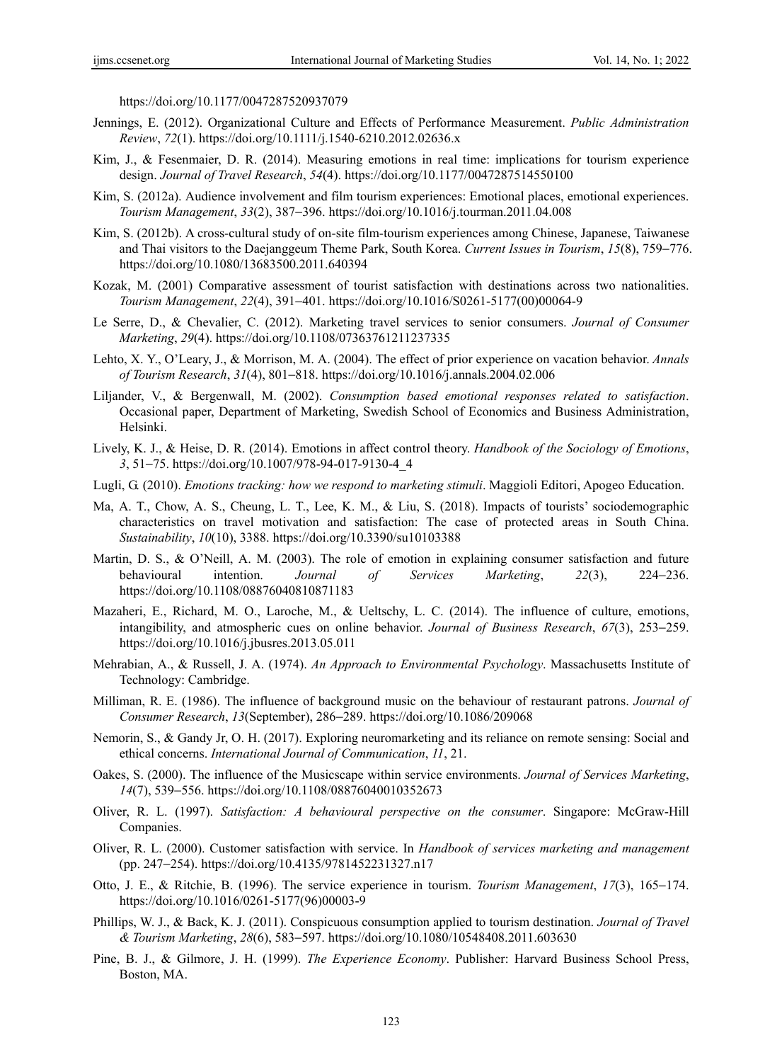https://doi.org/10.1177/0047287520937079

Jennings, E. (2012). Organizational Culture and Effects of Performance Measurement. *Public Administration Review*, *72*(1). https://doi.org/10.1111/j.1540-6210.2012.02636.x

Kim, J., & Fesenmaier, D. R. (2014). Measuring emotions in real time: implications for tourism experience design. *Journal of Travel Research*, *54*(4). https://doi.org/10.1177/0047287514550100

Kim, S. (2012a). Audience involvement and film tourism experiences: Emotional places, emotional experiences. *Tourism Management*, *33*(2), 387–396. https://doi.org/10.1016/j.tourman.2011.04.008

Kim, S. (2012b). A cross-cultural study of on-site film-tourism experiences among Chinese, Japanese, Taiwanese and Thai visitors to the Daejanggeum Theme Park, South Korea. *Current Issues in Tourism*, *15*(8), 759–776. https://doi.org/10.1080/13683500.2011.640394

Kozak, M. (2001) Comparative assessment of tourist satisfaction with destinations across two nationalities. *Tourism Management*, *22*(4), 391–401. https://doi.org/10.1016/S0261-5177(00)00064-9

Le Serre, D., & Chevalier, C. (2012). Marketing travel services to senior consumers. *Journal of Consumer Marketing*, *29*(4). https://doi.org/10.1108/07363761211237335

Lehto, X. Y., O'Leary, J., & Morrison, M. A. (2004). The effect of prior experience on vacation behavior. *Annals of Tourism Research*, *31*(4), 801–818. https://doi.org/10.1016/j.annals.2004.02.006

Liljander, V., & Bergenwall, M. (2002). *Consumption based emotional responses related to satisfaction*. Occasional paper, Department of Marketing, Swedish School of Economics and Business Administration, Helsinki.

Lively, K. J., & Heise, D. R. (2014). Emotions in affect control theory. *Handbook of the Sociology of Emotions*, *3*, 51–75. https://doi.org/10.1007/978-94-017-9130-4_4

Lugli, G. (2010). *Emotions tracking: how we respond to marketing stimuli*. Maggioli Editori, Apogeo Education.

Ma, A. T., Chow, A. S., Cheung, L. T., Lee, K. M., & Liu, S. (2018). Impacts of tourists' sociodemographic characteristics on travel motivation and satisfaction: The case of protected areas in South China. *Sustainability*, *10*(10), 3388. https://doi.org/10.3390/su10103388

Martin, D. S., & O'Neill, A. M. (2003). The role of emotion in explaining consumer satisfaction and future behavioural intention. *Journal of Services Marketing*, *22*(3), 224–236. https://doi.org/10.1108/08876040810871183

Mazaheri, E., Richard, M. O., Laroche, M., & Ueltschy, L. C. (2014). The influence of culture, emotions, intangibility, and atmospheric cues on online behavior. *Journal of Business Research*, *67*(3), 253–259. https://doi.org/10.1016/j.jbusres.2013.05.011

Mehrabian, A., & Russell, J. A. (1974). *An Approach to Environmental Psychology*. Massachusetts Institute of Technology: Cambridge.

Milliman, R. E. (1986). The influence of background music on the behaviour of restaurant patrons. *Journal of Consumer Research*, *13*(September), 286–289. https://doi.org/10.1086/209068

Nemorin, S., & Gandy Jr, O. H. (2017). Exploring neuromarketing and its reliance on remote sensing: Social and ethical concerns. *International Journal of Communication*, *11*, 21.

Oakes, S. (2000). The influence of the Musicscape within service environments. *Journal of Services Marketing*, *14*(7), 539–556. https://doi.org/10.1108/08876040010352673

Oliver, R. L. (1997). *Satisfaction: A behavioural perspective on the consumer*. Singapore: McGraw-Hill Companies.

Oliver, R. L. (2000). Customer satisfaction with service. In *Handbook of services marketing and management* (pp. 247–254). https://doi.org/10.4135/9781452231327.n17

Otto, J. E., & Ritchie, B. (1996). The service experience in tourism. *Tourism Management*, *17*(3), 165–174. https://doi.org/10.1016/0261-5177(96)00003-9

Phillips, W. J., & Back, K. J. (2011). Conspicuous consumption applied to tourism destination. *Journal of Travel & Tourism Marketing*, *28*(6), 583–597. https://doi.org/10.1080/10548408.2011.603630

Pine, B. J., & Gilmore, J. H. (1999). *The Experience Economy*. Publisher: Harvard Business School Press, Boston, MA.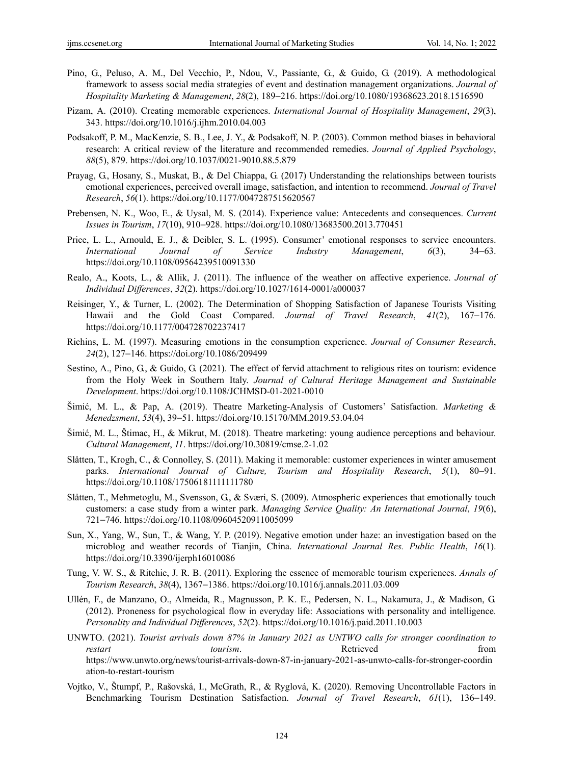Pino, G., Peluso, A. M., Del Vecchio, P., Ndou, V., Passiante, G., & Guido, G. (2019). A methodological framework to assess social media strategies of event and destination management organizations. *Journal of Hospitality Marketing & Management*, *28*(2), 189‒216. https://doi.org/10.1080/19368623.2018.1516590

Pizam, A. (2010). Creating memorable experiences. *International Journal of Hospitality Management*, *29*(3), 343. https://doi.org/10.1016/j.ijhm.2010.04.003

Podsakoff, P. M., MacKenzie, S. B., Lee, J. Y., & Podsakoff, N. P. (2003). Common method biases in behavioral research: A critical review of the literature and recommended remedies. *Journal of Applied Psychology*, *88*(5), 879. https://doi.org/10.1037/0021-9010.88.5.879

Prayag, G., Hosany, S., Muskat, B., & Del Chiappa, G. (2017) Understanding the relationships between tourists emotional experiences, perceived overall image, satisfaction, and intention to recommend. *Journal of Travel Research*, *56*(1). https://doi.org/10.1177/0047287515620567

Prebensen, N. K., Woo, E., & Uysal, M. S. (2014). Experience value: Antecedents and consequences. *Current Issues in Tourism*, *17*(10), 910‒928. https://doi.org/10.1080/13683500.2013.770451

Price, L. L., Arnould, E. J., & Deibler, S. L. (1995). Consumer' emotional responses to service encounters. *International Journal of Service Industry Management*, *6*(3), 34‒63. https://doi.org/10.1108/09564239510091330

Realo, A., Koots, L., & Allik, J. (2011). The influence of the weather on affective experience. *Journal of Individual Differences*, *32*(2). https://doi.org/10.1027/1614-0001/a000037

Reisinger, Y., & Turner, L. (2002). The Determination of Shopping Satisfaction of Japanese Tourists Visiting Hawaii and the Gold Coast Compared. *Journal of Travel Research*, *41*(2), 167‒176. https://doi.org/10.1177/004728702237417

Richins, L. M. (1997). Measuring emotions in the consumption experience. *Journal of Consumer Research*, *24*(2), 127‒146. https://doi.org/10.1086/209499

Sestino, A., Pino, G., & Guido, G. (2021). The effect of fervid attachment to religious rites on tourism: evidence from the Holy Week in Southern Italy. *Journal of Cultural Heritage Management and Sustainable Development*. https://doi.org/10.1108/JCHMSD-01-2021-0010

Šimić, M. L., & Pap, A. (2019). Theatre Marketing-Analysis of Customers' Satisfaction. *Marketing & Menedzsment*, *53*(4), 39‒51. https://doi.org/10.15170/MM.2019.53.04.04

Šimić, M. L., Štimac, H., & Mikrut, M. (2018). Theatre marketing: young audience perceptions and behaviour. *Cultural Management*, *11*. https://doi.org/10.30819/cmse.2-1.02

Slåtten, T., Krogh, C., & Connolley, S. (2011). Making it memorable: customer experiences in winter amusement parks. *International Journal of Culture, Tourism and Hospitality Research*, *5*(1), 80‒91. https://doi.org/10.1108/17506181111111780

Slåtten, T., Mehmetoglu, M., Svensson, G., & Sværi, S. (2009). Atmospheric experiences that emotionally touch customers: a case study from a winter park. *Managing Service Quality: An International Journal*, *19*(6), 721‒746. https://doi.org/10.1108/09604520911005099

Sun, X., Yang, W., Sun, T., & Wang, Y. P. (2019). Negative emotion under haze: an investigation based on the microblog and weather records of Tianjin, China. *International Journal Res. Public Health*, *16*(1). https://doi.org/10.3390/ijerph16010086

Tung, V. W. S., & Ritchie, J. R. B. (2011). Exploring the essence of memorable tourism experiences. *Annals of Tourism Research*, *38*(4), 1367‒1386. https://doi.org/10.1016/j.annals.2011.03.009

Ullén, F., de Manzano, O., Almeida, R., Magnusson, P. K. E., Pedersen, N. L., Nakamura, J., & Madison, G. (2012). Proneness for psychological flow in everyday life: Associations with personality and intelligence. *Personality and Individual Differences*, *52*(2). https://doi.org/10.1016/j.paid.2011.10.003

UNWTO. (2021). *Tourist arrivals down 87% in January 2021 as UNTWO calls for stronger coordination to restart tourism*. Retrieved from https://www.unwto.org/news/tourist-arrivals-down-87-in-january-2021-as-unwto-calls-for-stronger-coordination-to-restart-tourism

Vojtko, V., Štumpf, P., Rašovská, I., McGrath, R., & Ryglová, K. (2020). Removing Uncontrollable Factors in Benchmarking Tourism Destination Satisfaction. *Journal of Travel Research*, *61*(1), 136‒149.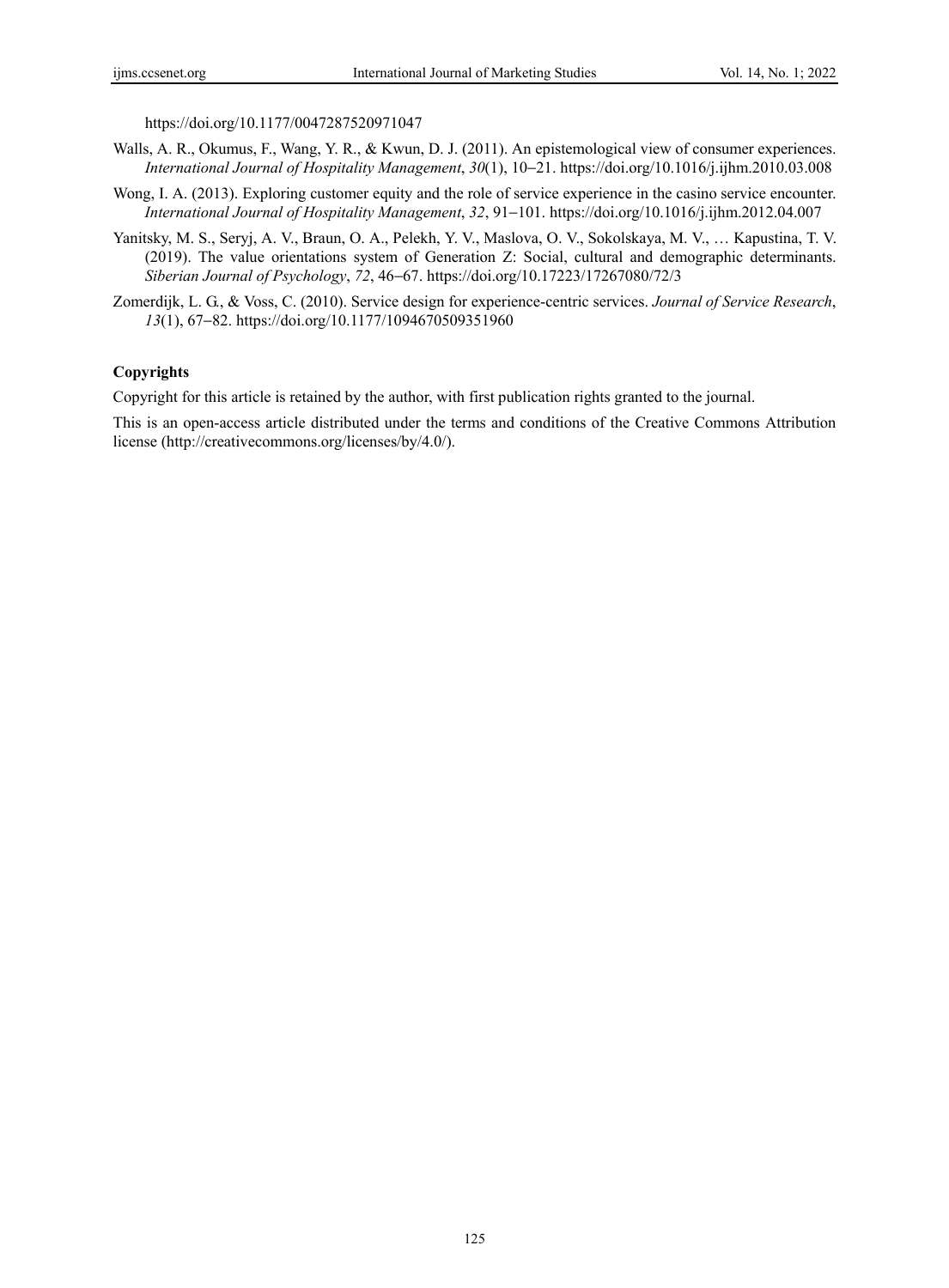https://doi.org/10.1177/0047287520971047

Walls, A. R., Okumus, F., Wang, Y. R., & Kwun, D. J. (2011). An epistemological view of consumer experiences. *International Journal of Hospitality Management*, *30*(1), 10–21. https://doi.org/10.1016/j.ijhm.2010.03.008

Wong, I. A. (2013). Exploring customer equity and the role of service experience in the casino service encounter. *International Journal of Hospitality Management*, *32*, 91–101. https://doi.org/10.1016/j.ijhm.2012.04.007

Yanitsky, M. S., Seryj, A. V., Braun, O. A., Pelekh, Y. V., Maslova, O. V., Sokolskaya, M. V., … Kapustina, T. V. (2019). The value orientations system of Generation Z: Social, cultural and demographic determinants. *Siberian Journal of Psychology*, *72*, 46–67. https://doi.org/10.17223/17267080/72/3

Zomerdijk, L. G., & Voss, C. (2010). Service design for experience-centric services. *Journal of Service Research*, *13*(1), 67–82. https://doi.org/10.1177/1094670509351960

## Copyrights

Copyright for this article is retained by the author, with first publication rights granted to the journal.

This is an open-access article distributed under the terms and conditions of the Creative Commons Attribution license (http://creativecommons.org/licenses/by/4.0/).